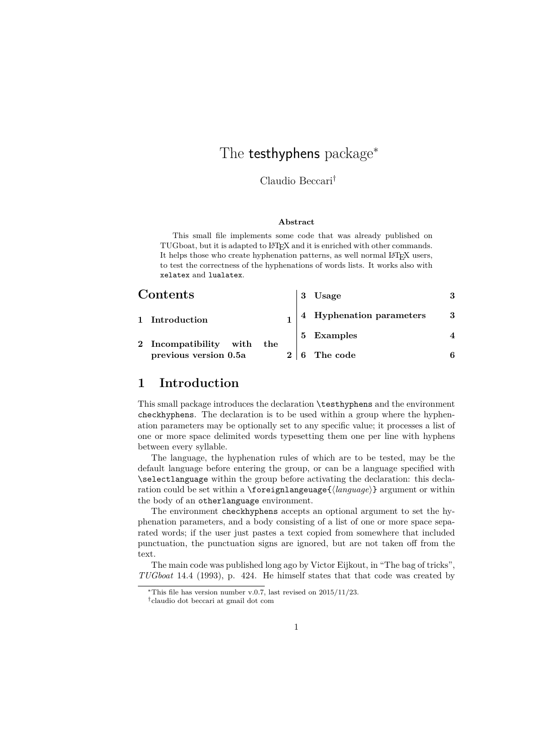# The testhyphens package*

Claudio Beccari†

### Abstract

This small file implements some code that was already published on TUGboat, but it is adapted to LaTeX and it is enriched with other commands. It helps those who create hyphenation patterns, as well normal LaTeX users, to test the correctness of the hyphenations of words lists. It works also with `xelatex` and `lualatex`.

## Contents

1 Introduction — 1

2 Incompatibility with the previous version 0.5a — 2

3 Usage — 3

4 Hyphenation parameters — 3

5 Examples — 4

6 The code — 6

## 1 Introduction

This small package introduces the declaration `\testhyphens` and the environment `checkhyphens`. The declaration is to be used within a group where the hyphenation parameters may be optionally set to any specific value; it processes a list of one or more space delimited words typesetting them one per line with hyphens between every syllable.

The language, the hyphenation rules of which are to be tested, may be the default language before entering the group, or can be a language specified with `\selectlanguage` within the group before activating the declaration: this declaration could be set within a `\foreignlangeuage{`⟨*language*⟩`}` argument or within the body of an `otherlanguage` environment.

The environment `checkhyphens` accepts an optional argument to set the hyphenation parameters, and a body consisting of a list of one or more space separated words; if the user just pastes a text copied from somewhere that included punctuation, the punctuation signs are ignored, but are not taken off from the text.

The main code was published long ago by Victor Eijkout, in "The bag of tricks", *TUGboat* 14.4 (1993), p. 424. He himself states that that code was created by

*This file has version number v.0.7, last revised on 2015/11/23.

†claudio dot beccari at gmail dot com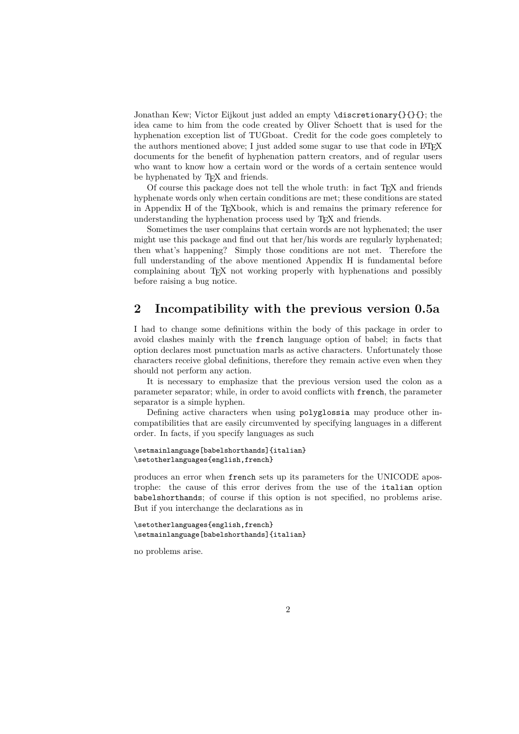Jonathan Kew; Victor Eijkout just added an empty `\discretionary{}{}{}`; the idea came to him from the code created by Oliver Schoett that is used for the hyphenation exception list of TUGboat. Credit for the code goes completely to the authors mentioned above; I just added some sugar to use that code in LaTeX documents for the benefit of hyphenation pattern creators, and of regular users who want to know how a certain word or the words of a certain sentence would be hyphenated by TeX and friends.

Of course this package does not tell the whole truth: in fact TeX and friends hyphenate words only when certain conditions are met; these conditions are stated in Appendix H of the TeXbook, which is and remains the primary reference for understanding the hyphenation process used by TeX and friends.

Sometimes the user complains that certain words are not hyphenated; the user might use this package and find out that her/his words are regularly hyphenated; then what's happening? Simply those conditions are not met. Therefore the full understanding of the above mentioned Appendix H is fundamental before complaining about TeX not working properly with hyphenations and possibly before raising a bug notice.

## 2 Incompatibility with the previous version 0.5a

I had to change some definitions within the body of this package in order to avoid clashes mainly with the `french` language option of babel; in facts that option declares most punctuation marls as active characters. Unfortunately those characters receive global definitions, therefore they remain active even when they should not perform any action.

It is necessary to emphasize that the previous version used the colon as a parameter separator; while, in order to avoid conflicts with `french`, the parameter separator is a simple hyphen.

Defining active characters when using `polyglossia` may produce other incompatibilities that are easily circumvented by specifying languages in a different order. In facts, if you specify languages as such

```
\setmainlanguage[babelshorthands]{italian}
\setotherlanguages{english,french}
```

produces an error when `french` sets up its parameters for the UNICODE apostrophe: the cause of this error derives from the use of the `italian` option `babelshorthands`; of course if this option is not specified, no problems arise. But if you interchange the declarations as in

```
\setotherlanguages{english,french}
\setmainlanguage[babelshorthands]{italian}
```

no problems arise.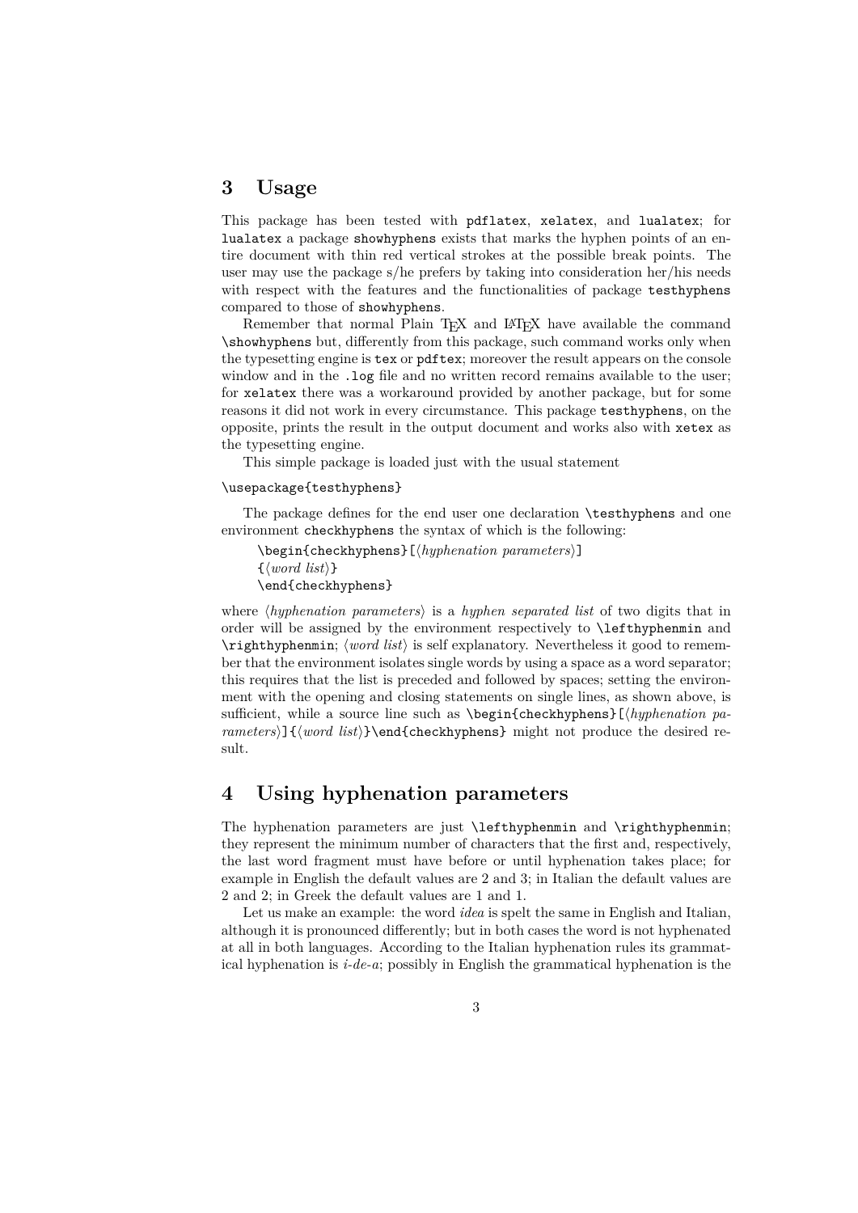## 3 Usage

This package has been tested with `pdflatex`, `xelatex`, and `lualatex`; for `lualatex` a package `showhyphens` exists that marks the hyphen points of an entire document with thin red vertical strokes at the possible break points. The user may use the package s/he prefers by taking into consideration her/his needs with respect with the features and the functionalities of package `testhyphens` compared to those of `showhyphens`.

Remember that normal Plain TeX and LaTeX have available the command `\showhyphens` but, differently from this package, such command works only when the typesetting engine is `tex` or `pdftex`; moreover the result appears on the console window and in the `.log` file and no written record remains available to the user; for `xelatex` there was a workaround provided by another package, but for some reasons it did not work in every circumstance. This package `testhyphens`, on the opposite, prints the result in the output document and works also with `xetex` as the typesetting engine.

This simple package is loaded just with the usual statement

```
\usepackage{testhyphens}
```

The package defines for the end user one declaration `\testhyphens` and one environment `checkhyphens` the syntax of which is the following:

```
\begin{checkhyphens}[⟨hyphenation parameters⟩]
{⟨word list⟩}
\end{checkhyphens}
```

where ⟨*hyphenation parameters*⟩ is a *hyphen separated list* of two digits that in order will be assigned by the environment respectively to `\lefthyphenmin` and `\righthyphenmin`; ⟨*word list*⟩ is self explanatory. Nevertheless it good to remember that the environment isolates single words by using a space as a word separator; this requires that the list is preceded and followed by spaces; setting the environment with the opening and closing statements on single lines, as shown above, is sufficient, while a source line such as `\begin{checkhyphens}[`⟨*hyphenation parameters*⟩`]{`⟨*word list*⟩`}\end{checkhyphens}` might not produce the desired result.

## 4 Using hyphenation parameters

The hyphenation parameters are just `\lefthyphenmin` and `\righthyphenmin`; they represent the minimum number of characters that the first and, respectively, the last word fragment must have before or until hyphenation takes place; for example in English the default values are 2 and 3; in Italian the default values are 2 and 2; in Greek the default values are 1 and 1.

Let us make an example: the word *idea* is spelt the same in English and Italian, although it is pronounced differently; but in both cases the word is not hyphenated at all in both languages. According to the Italian hyphenation rules its grammatical hyphenation is *i-de-a*; possibly in English the grammatical hyphenation is the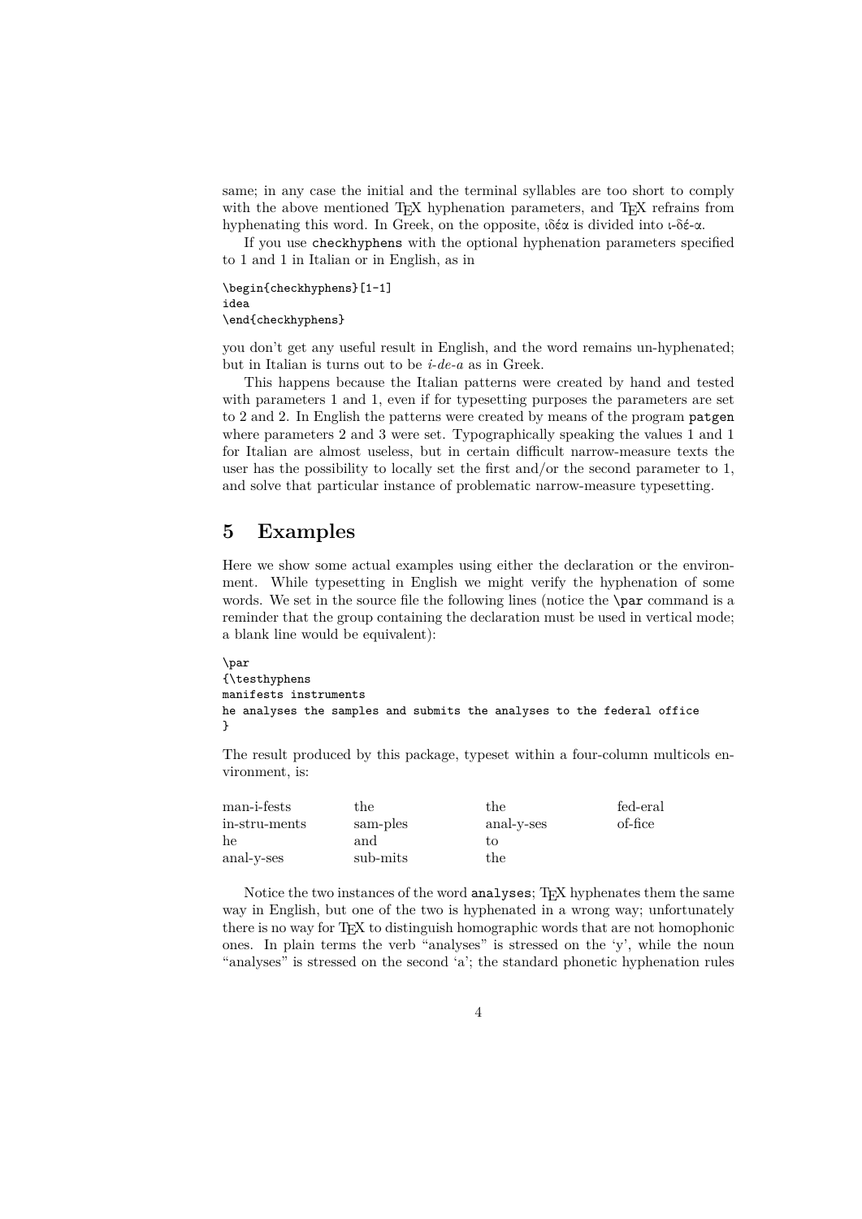same; in any case the initial and the terminal syllables are too short to comply with the above mentioned TEX hyphenation parameters, and TEX refrains from hyphenating this word. In Greek, on the opposite, ιδέα is divided into ι-δέ-α.

If you use `checkhyphens` with the optional hyphenation parameters specified to 1 and 1 in Italian or in English, as in

```
\begin{checkhyphens}[1-1]
idea
\end{checkhyphens}
```

you don't get any useful result in English, and the word remains un-hyphenated; but in Italian is turns out to be *i-de-a* as in Greek.

This happens because the Italian patterns were created by hand and tested with parameters 1 and 1, even if for typesetting purposes the parameters are set to 2 and 2. In English the patterns were created by means of the program `patgen` where parameters 2 and 3 were set. Typographically speaking the values 1 and 1 for Italian are almost useless, but in certain difficult narrow-measure texts the user has the possibility to locally set the first and/or the second parameter to 1, and solve that particular instance of problematic narrow-measure typesetting.

## 5 Examples

Here we show some actual examples using either the declaration or the environment. While typesetting in English we might verify the hyphenation of some words. We set in the source file the following lines (notice the `\par` command is a reminder that the group containing the declaration must be used in vertical mode; a blank line would be equivalent):

```
\par
{\testhyphens
manifests instruments
he analyses the samples and submits the analyses to the federal office
}
```

The result produced by this package, typeset within a four-column multicols environment, is:

man-i-fests
in-stru-ments
he
anal-y-ses
the
sam-ples
and
sub-mits
the
anal-y-ses
to
the
fed-eral
of-fice

Notice the two instances of the word `analyses`; TEX hyphenates them the same way in English, but one of the two is hyphenated in a wrong way; unfortunately there is no way for TEX to distinguish homographic words that are not homophonic ones. In plain terms the verb "analyses" is stressed on the 'y', while the noun "analyses" is stressed on the second 'a'; the standard phonetic hyphenation rules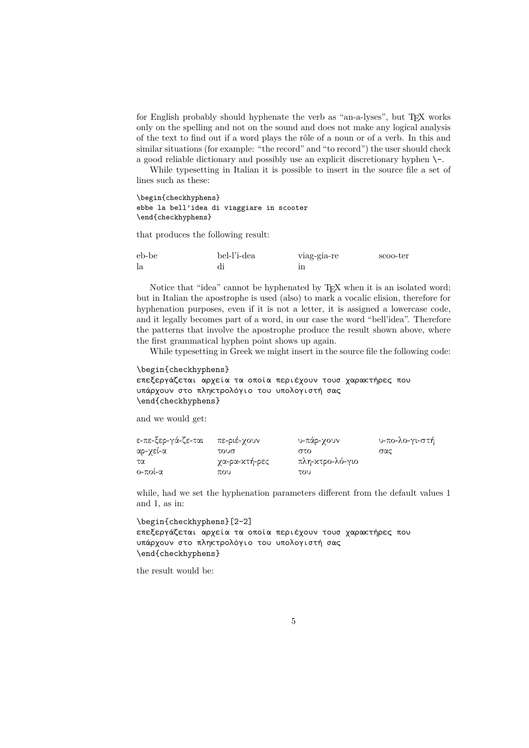for English probably should hyphenate the verb as "an-a-lyses", but TEX works only on the spelling and not on the sound and does not make any logical analysis of the text to find out if a word plays the rôle of a noun or of a verb. In this and similar situations (for example: "the record" and "to record") the user should check a good reliable dictionary and possibly use an explicit discretionary hyphen \-.

While typesetting in Italian it is possible to insert in the source file a set of lines such as these:

```
\begin{checkhyphens}
ebbe la bell'idea di viaggiare in scooter
\end{checkhyphens}
```

that produces the following result:

| | | | |
|---|---|---|---|
| eb-be | bel-l'i-dea | viag-gia-re | scoo-ter |
| la | di | in | |

Notice that "idea" cannot be hyphenated by TEX when it is an isolated word; but in Italian the apostrophe is used (also) to mark a vocalic elision, therefore for hyphenation purposes, even if it is not a letter, it is assigned a lowercase code, and it legally becomes part of a word, in our case the word "bell'idea". Therefore the patterns that involve the apostrophe produce the result shown above, where the first grammatical hyphen point shows up again.

While typesetting in Greek we might insert in the source file the following code:

```
\begin{checkhyphens}
επεξεργάζεται αρχεία τα οποία περιέχουν τουσ χαρακτήρες που
υπάρχουν στο πληκτρολόγιο του υπολογιστή σας
\end{checkhyphens}
```

and we would get:

| | | | |
|---|---|---|---|
| ε-πε-ξερ-γά-ζε-ται | πε-ριέ-χουν | υ-πάρ-χουν | υ-πο-λο-γι-στή |
| αρ-χεί-α | τουσ | στο | σας |
| τα | χα-ρα-κτή-ρες | πλη-κτρο-λό-γιο | |
| ο-ποί-α | που | του | |

while, had we set the hyphenation parameters different from the default values 1 and 1, as in:

```
\begin{checkhyphens}[2-2]
επεξεργάζεται αρχεία τα οποία περιέχουν τουσ χαρακτήρες που
υπάρχουν στο πληκτρολόγιο του υπολογιστή σας
\end{checkhyphens}
```

the result would be: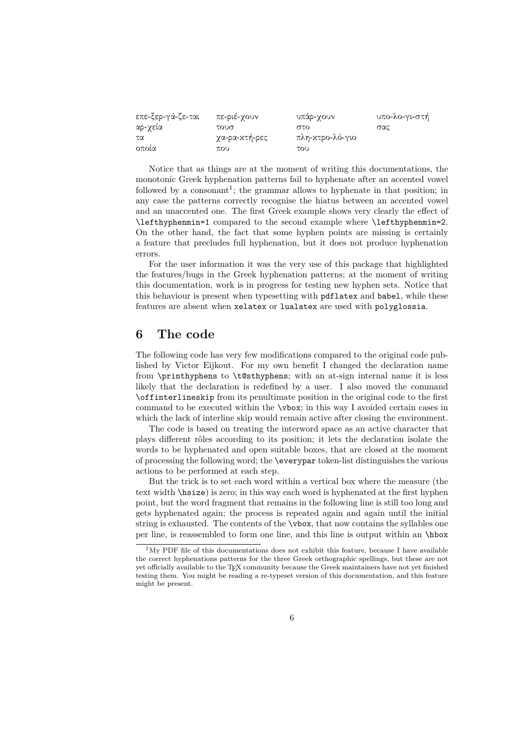| | | | |
|---|---|---|---|
| επε-ξερ-γά-ζε-ται | πε-ριέ-χουν | υπάρ-χουν | υπο-λο-γι-στή |
| αρ-χεία | τουσ | στο | σας |
| τα | χα-ρα-κτή-ρες | πλη-κτρο-λό-γιο | |
| οποία | που | του | |

Notice that as things are at the moment of writing this documentations, the monotonic Greek hyphenation patterns fail to hyphenate after an accented vowel followed by a consonant[1]; the grammar allows to hyphenate in that position; in any case the patterns correctly recognise the hiatus between an accented vowel and an unaccented one. The first Greek example shows very clearly the effect of `\lefthyphenmin=1` compared to the second example where `\lefthyphenmin=2`. On the other hand, the fact that some hyphen points are missing is certainly a feature that precludes full hyphenation, but it does not produce hyphenation errors.

For the user information it was the very use of this package that highlighted the features/bugs in the Greek hyphenation patterns; at the moment of writing this documentation, work is in progress for testing new hyphen sets. Notice that this behaviour is present when typesetting with `pdflatex` and `babel`, while these features are absent when `xelatex` or `lualatex` are used with `polyglossia`.

# 6 The code

The following code has very few modifications compared to the original code published by Victor Eijkout. For my own benefit I changed the declaration name from `\printhyphens` to `\t@sthyphens`; with an at-sign internal name it is less likely that the declaration is redefined by a user. I also moved the command `\offinterlineskip` from its penultimate position in the original code to the first command to be executed within the `\vbox`; in this way I avoided certain cases in which the lack of interline skip would remain active after closing the environment.

The code is based on treating the interword space as an active character that plays different rôles according to its position; it lets the declaration isolate the words to be hyphenated and open suitable boxes, that are closed at the moment of processing the following word; the `\everypar` token-list distinguishes the various actions to be performed at each step.

But the trick is to set each word within a vertical box where the measure (the text width `\hsize`) is zero; in this way each word is hyphenated at the first hyphen point, but the word fragment that remains in the following line is still too long and gets hyphenated again; the process is repeated again and again until the initial string is exhausted. The contents of the `\vbox`, that now contains the syllables one per line, is reassembled to form one line, and this line is output within an `\hbox`

[1] My PDF file of this documentations does not exhibit this feature, because I have available the correct hyphenations patterns for the three Greek orthographic spellings, but these are not yet officially available to the TEX community because the Greek maintainers have not yet finished testing them. You might be reading a re-typeset version of this documentation, and this feature might be present.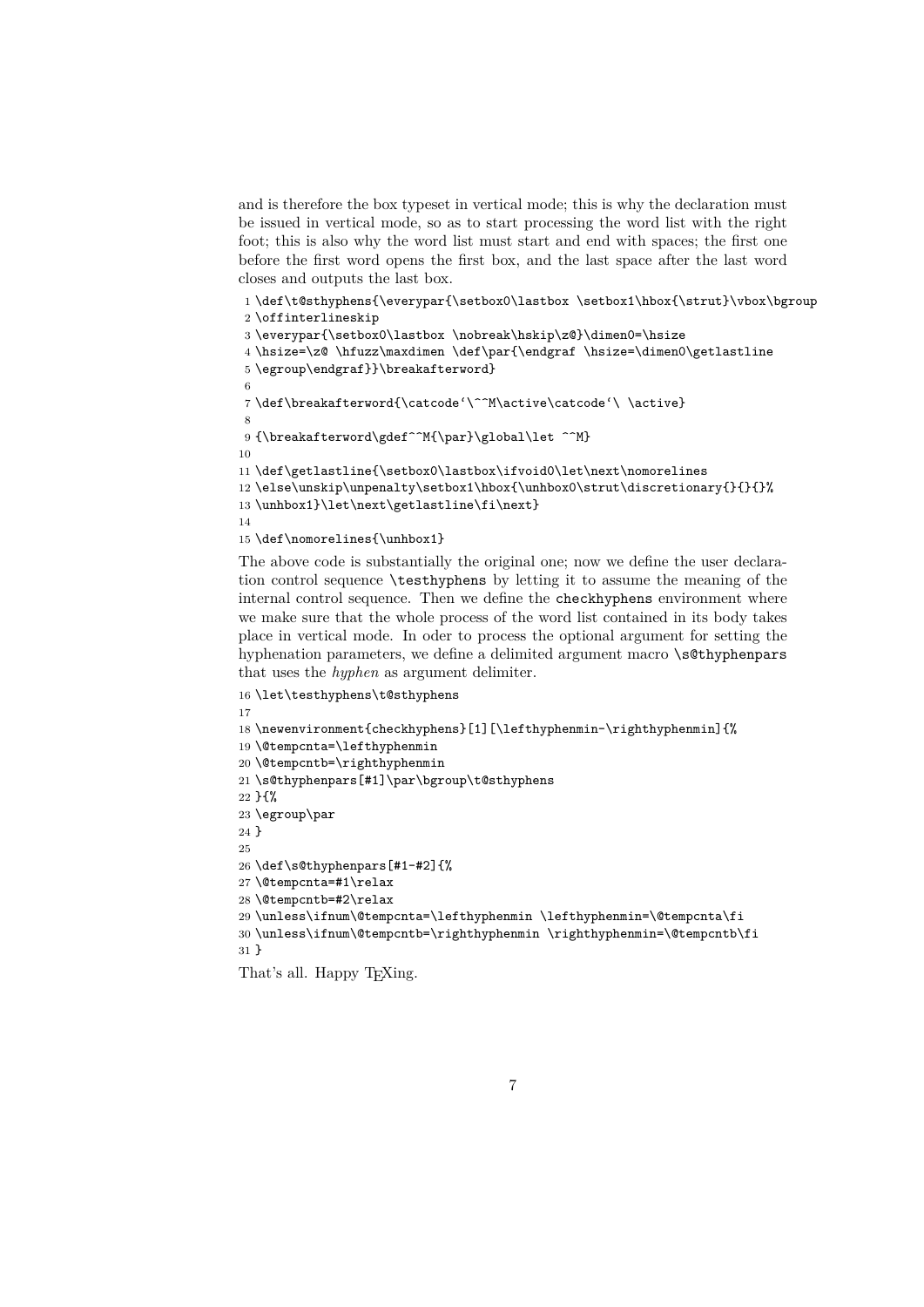and is therefore the box typeset in vertical mode; this is why the declaration must be issued in vertical mode, so as to start processing the word list with the right foot; this is also why the word list must start and end with spaces; the first one before the first word opens the first box, and the last space after the last word closes and outputs the last box.

```
1 \def\t@sthyphens{\everypar{\setbox0\lastbox \setbox1\hbox{\strut}\vbox\bgroup
2 \offinterlineskip
3 \everypar{\setbox0\lastbox \nobreak\hskip\z@}\dimen0=\hsize
4 \hsize=\z@ \hfuzz\maxdimen \def\par{\endgraf \hsize=\dimen0\getlastline
5 \egroup\endgraf}}\breakafterword}
6
7 \def\breakafterword{\catcode`\^^M\active\catcode`\ \active}
8
9 {\breakafterword\gdef^^M{\par}\global\let ^^M}
10
11 \def\getlastline{\setbox0\lastbox\ifvoid0\let\next\nomorelines
12 \else\unskip\unpenalty\setbox1\hbox{\unhbox0\strut\discretionary{}{}{}%
13 \unhbox1}\let\next\getlastline\fi\next}
14
15 \def\nomorelines{\unhbox1}
```

The above code is substantially the original one; now we define the user declaration control sequence `\testhyphens` by letting it to assume the meaning of the internal control sequence. Then we define the `checkhyphens` environment where we make sure that the whole process of the word list contained in its body takes place in vertical mode. In oder to process the optional argument for setting the hyphenation parameters, we define a delimited argument macro `\s@thyphenpars` that uses the *hyphen* as argument delimiter.

```
16 \let\testhyphens\t@sthyphens
17
18 \newenvironment{checkhyphens}[1][\lefthyphenmin-\righthyphenmin]{%
19 \@tempcnta=\lefthyphenmin
20 \@tempcntb=\righthyphenmin
21 \s@thyphenpars[#1]\par\bgroup\t@sthyphens
22 }{%
23 \egroup\par
24 }
25
26 \def\s@thyphenpars[#1-#2]{%
27 \@tempcnta=#1\relax
28 \@tempcntb=#2\relax
29 \unless\ifnum\@tempcnta=\lefthyphenmin \lefthyphenmin=\@tempcnta\fi
30 \unless\ifnum\@tempcntb=\righthyphenmin \righthyphenmin=\@tempcntb\fi
31 }
```

That's all. Happy TEXing.